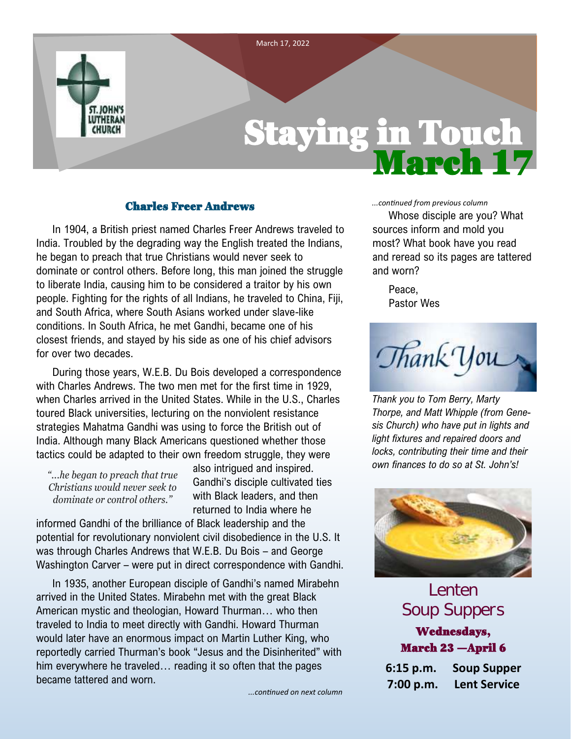March 17, 2022

# Staying in Touch March 17

## Charles Freer Andrews

In 1904, a British priest named Charles Freer Andrews traveled to India. Troubled by the degrading way the English treated the Indians, he began to preach that true Christians would never seek to dominate or control others. Before long, this man joined the struggle to liberate India, causing him to be considered a traitor by his own people. Fighting for the rights of all Indians, he traveled to China, Fiji, and South Africa, where South Asians worked under slave-like conditions. In South Africa, he met Gandhi, became one of his closest friends, and stayed by his side as one of his chief advisors for over two decades.

During those years, W.E.B. Du Bois developed a correspondence with Charles Andrews. The two men met for the first time in 1929, when Charles arrived in the United States. While in the U.S., Charles toured Black universities, lecturing on the nonviolent resistance strategies Mahatma Gandhi was using to force the British out of India. Although many Black Americans questioned whether those tactics could be adapted to their own freedom struggle, they were also intrigued and inspired. Gandhi's disciple cultivated ties with Black leaders, and then returned to India where he informed Gandhi of the brilliance of Black leadership and the potential for revolutionary nonviolent civil disobedience in the U.S. It was through Charles Andrews that W.E.B. Du Bois – and George Washington Carver – were put in direct correspondence with Gandhi.

> *"...he began to preach that true Christians would never seek to dominate or control others."*

In 1935, another European disciple of Gandhi's named Mirabehn arrived in the United States. Mirabehn met with the great Black American mystic and theologian, Howard Thurman… who then traveled to India to meet directly with Gandhi. Howard Thurman would later have an enormous impact on Martin Luther King, who reportedly carried Thurman's book "Jesus and the Disinherited" with him everywhere he traveled… reading it so often that the pages became tattered and worn.

Whose disciple are you? What sources inform and mold you most? What book have you read and reread so its pages are tattered and worn?

Peace,
Pastor Wes

*Thank you to Tom Berry, Marty Thorpe, and Matt Whipple (from Genesis Church) who have put in lights and light fixtures and repaired doors and locks, contributing their time and their own finances to do so at St. John's!*

## Lenten Soup Suppers

**Wednesdays, March 23 —April 6**

**6:15 p.m.** Soup Supper
**7:00 p.m.** Lent Service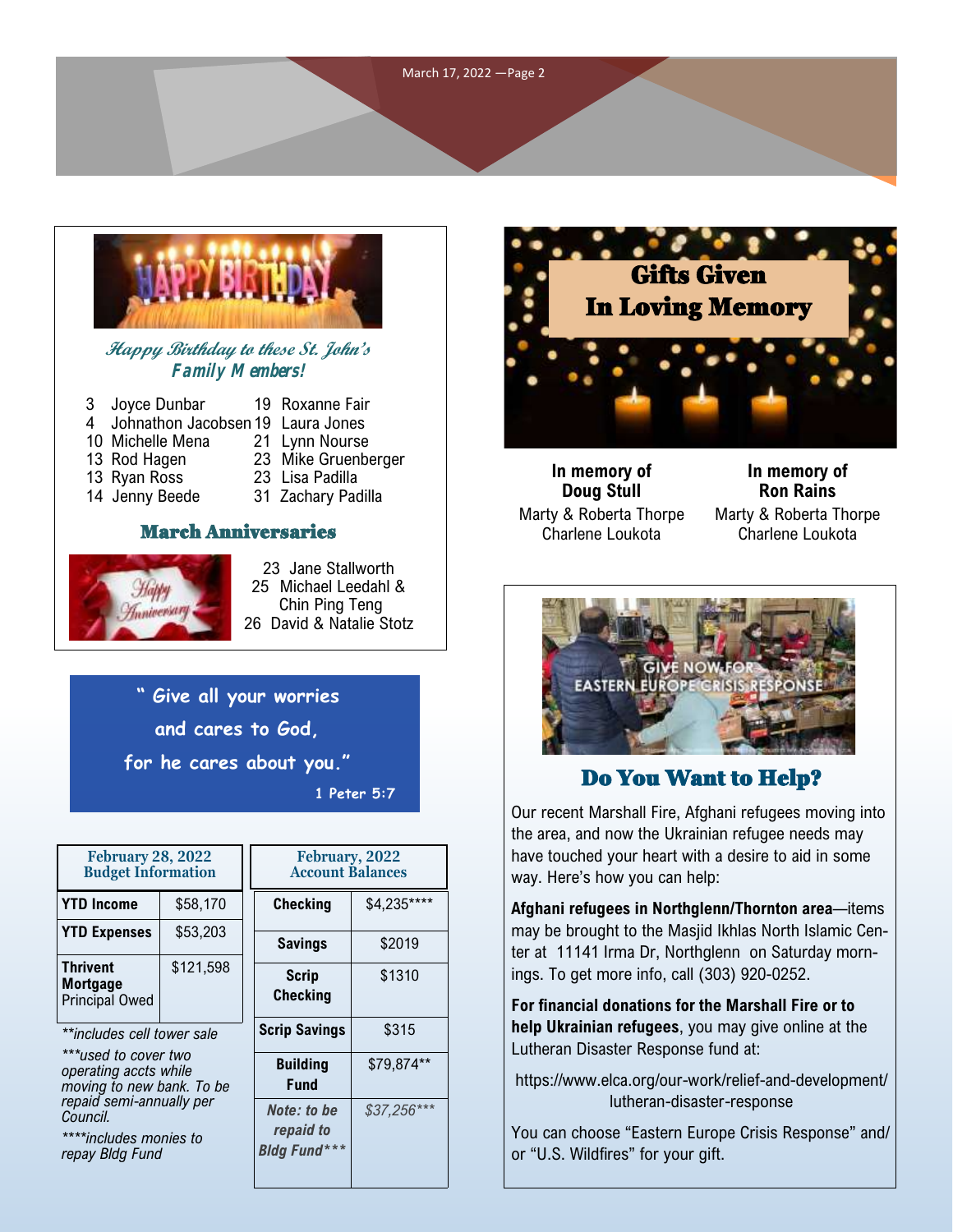## Happy Birthday to these St. John's Family Members!

| | | | |
|---|---|---|---|
| 3 | Joyce Dunbar | 19 | Roxanne Fair |
| 4 | Johnathon Jacobsen | 19 | Laura Jones |
| 10 | Michelle Mena | 21 | Lynn Nourse |
| 13 | Rod Hagen | 23 | Mike Gruenberger |
| 13 | Ryan Ross | 23 | Lisa Padilla |
| 14 | Jenny Beede | 31 | Zachary Padilla |

## March Anniversaries

23 Jane Stallworth
25 Michael Leedahl & Chin Ping Teng
26 David & Natalie Stotz

> " Give all your worries and cares to God, for he cares about you."
>
> **1 Peter 5:7**

| February 28, 2022 Budget Information | |
|---|---|
| **YTD Income** | $58,170 |
| **YTD Expenses** | $53,203 |
| **Thrivent Mortgage** Principal Owed | $121,598 |

| February, 2022 Account Balances | |
|---|---|
| **Checking** | $4,235**** |
| **Savings** | $2019 |
| **Scrip Checking** | $1310 |
| **Scrip Savings** | $315 |
| **Building Fund** | $79,874** |
| ***Note: to be repaid to Bldg Fund**** | *$37,256**** |

*\*\*includes cell tower sale*

*\*\*\*used to cover two operating accts while moving to new bank. To be repaid semi-annually per Council.*

*\*\*\*\*includes monies to repay Bldg Fund*

## Gifts Given In Loving Memory

**In memory of Doug Stull**
Marty & Roberta Thorpe
Charlene Loukota

**In memory of Ron Rains**
Marty & Roberta Thorpe
Charlene Loukota

GIVE NOW FOR EASTERN EUROPE CRISIS RESPONSE

## Do You Want to Help?

Our recent Marshall Fire, Afghani refugees moving into the area, and now the Ukrainian refugee needs may have touched your heart with a desire to aid in some way. Here's how you can help:

**Afghani refugees in Northglenn/Thornton area**—items may be brought to the Masjid Ikhlas North Islamic Center at 11141 Irma Dr, Northglenn on Saturday mornings. To get more info, call (303) 920-0252.

**For financial donations for the Marshall Fire or to help Ukrainian refugees**, you may give online at the Lutheran Disaster Response fund at:

https://www.elca.org/our-work/relief-and-development/lutheran-disaster-response

You can choose "Eastern Europe Crisis Response" and/or "U.S. Wildfires" for your gift.